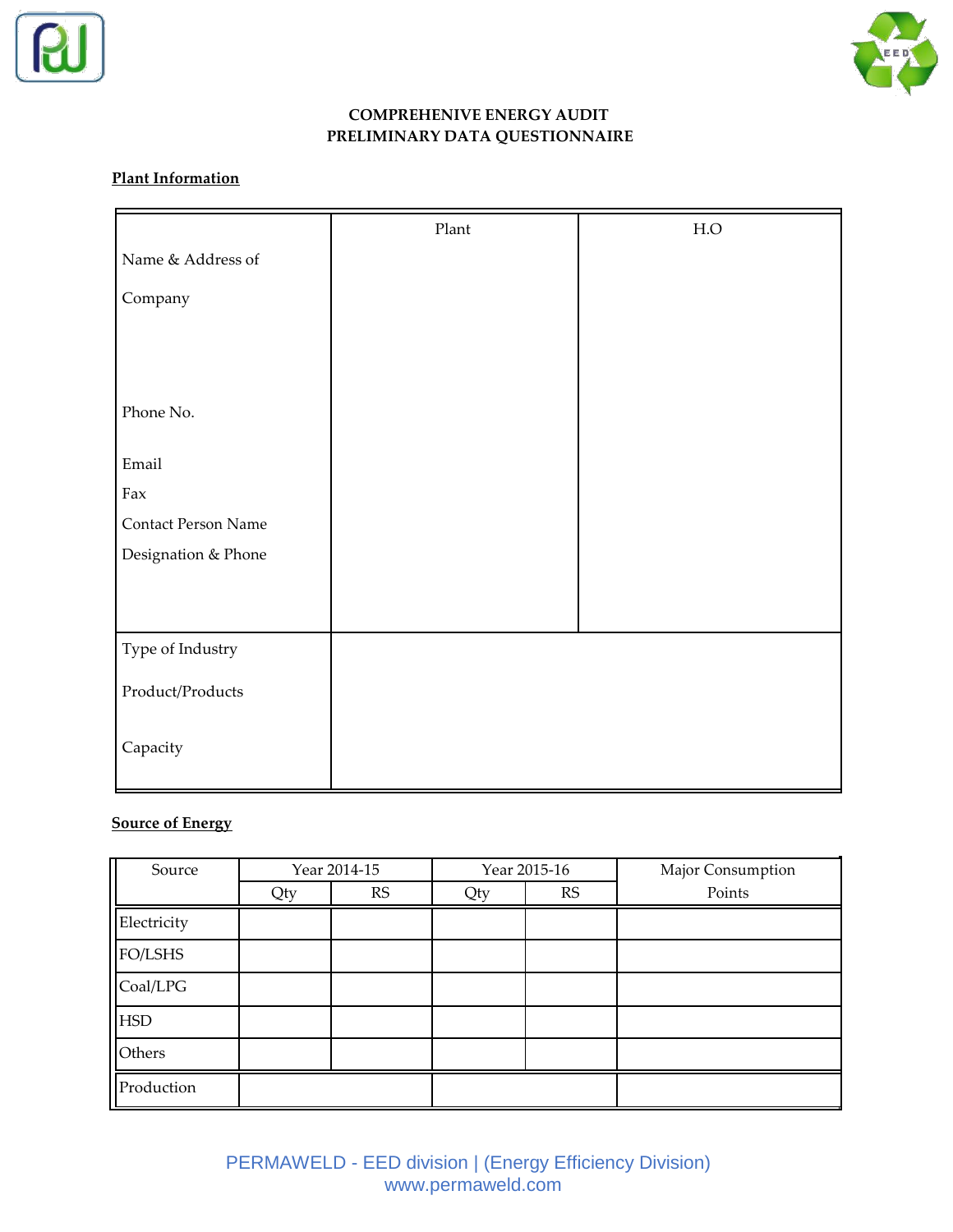**COMPREHENIVE ENERGY AUDIT**
**PRELIMINARY DATA QUESTIONNAIRE**

**Plant Information**

| | Plant | H.O |
|---|---|---|
| Name & Address of Company | | |
| Phone No. | | |
| Email | | |
| Fax | | |
| Contact Person Name | | |
| Designation & Phone | | |
| Type of Industry | | |
| Product/Products | | |
| Capacity | | |

**Source of Energy**

| Source | Year 2014-15 | | Year 2015-16 | | Major Consumption Points |
|---|---|---|---|---|---|
| | Qty | RS | Qty | RS | |
| Electricity | | | | | |
| FO/LSHS | | | | | |
| Coal/LPG | | | | | |
| HSD | | | | | |
| Others | | | | | |
| Production | | | | | |

PERMAWELD - EED division | (Energy Efficiency Division)
www.permaweld.com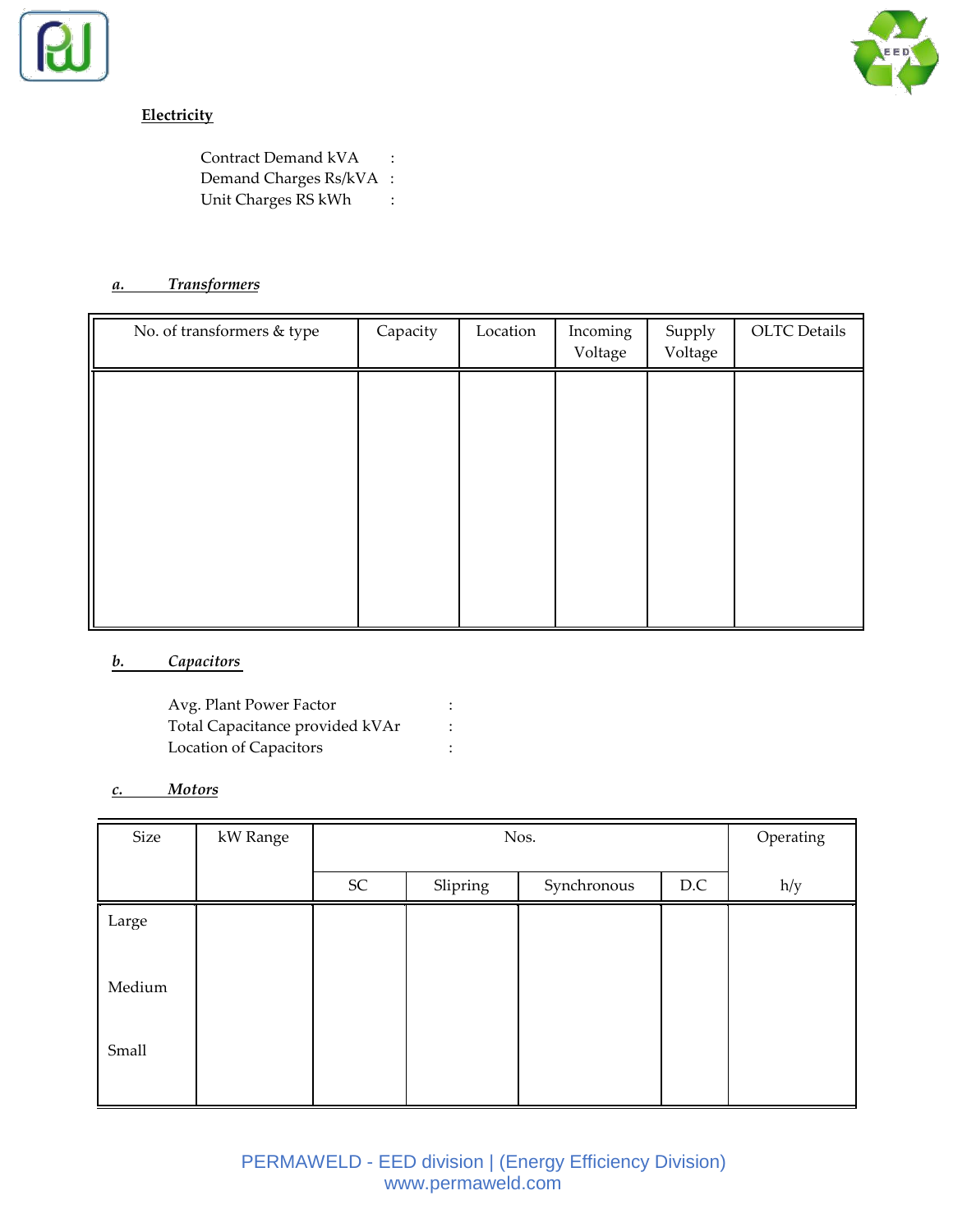**Electricity**

Contract Demand kVA :
Demand Charges Rs/kVA :
Unit Charges RS kWh :

***a. Transformers***

| No. of transformers & type | Capacity | Location | Incoming Voltage | Supply Voltage | OLTC Details |
|---|---|---|---|---|---|
| | | | | | |

***b. Capacitors***

Avg. Plant Power Factor :
Total Capacitance provided kVAr :
Location of Capacitors :

***c. Motors***

| Size | kW Range | Nos. | | | | Operating |
|---|---|---|---|---|---|---|
| | | SC | Slipring | Synchronous | D.C | h/y |
| Large | | | | | | |
| Medium | | | | | | |
| Small | | | | | | |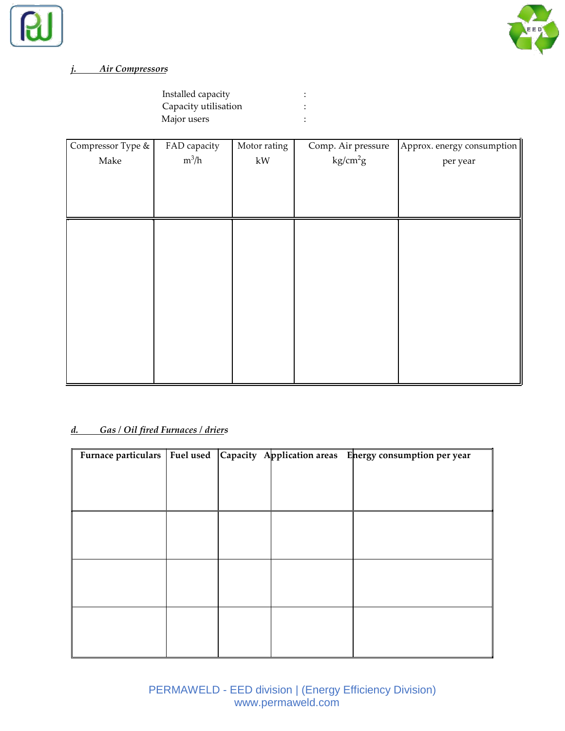*j. Air Compressors*

Installed capacity :
Capacity utilisation :
Major users :

| Compressor Type & Make | FAD capacity $m^3/h$ | Motor rating kW | Comp. Air pressure $kg/cm^2g$ | Approx. energy consumption per year |
|---|---|---|---|---|
| | | | | |

***d. Gas / Oil fired Furnaces / driers***

| **Furnace particulars** | **Fuel used** | **Capacity** | **Application areas** | **Energy consumption per year** |
|---|---|---|---|---|
| | | | | |
| | | | | |
| | | | | |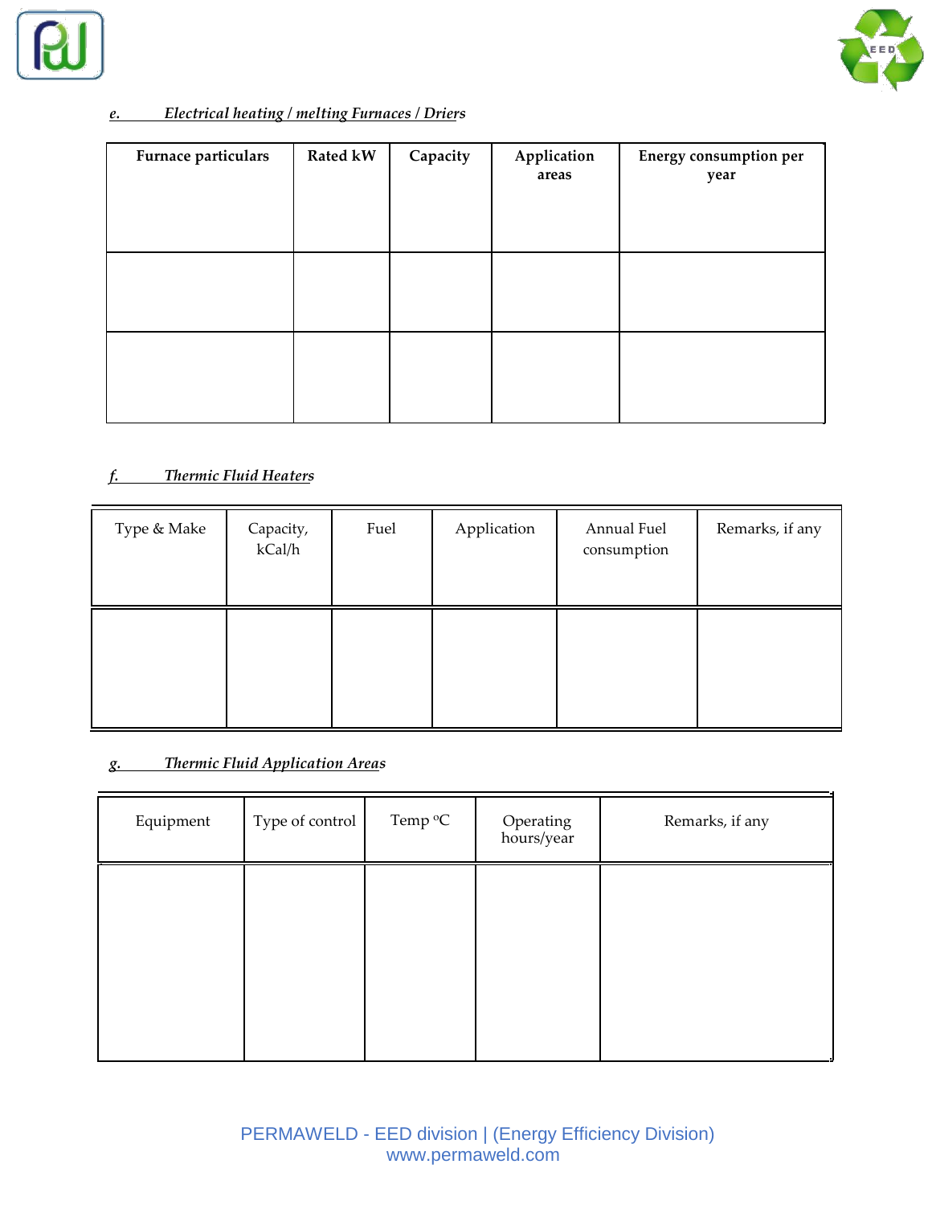*e. Electrical heating / melting Furnaces / Driers*

| Furnace particulars | Rated kW | Capacity | Application areas | Energy consumption per year |
|---|---|---|---|---|
| | | | | |
| | | | | |

*f. Thermic Fluid Heaters*

| Type & Make | Capacity, kCal/h | Fuel | Application | Annual Fuel consumption | Remarks, if any |
|---|---|---|---|---|---|
| | | | | | |

*g. Thermic Fluid Application Areas*

| Equipment | Type of control | Temp ºC | Operating hours/year | Remarks, if any |
|---|---|---|---|---|
| | | | | |

PERMAWELD - EED division | (Energy Efficiency Division)
www.permaweld.com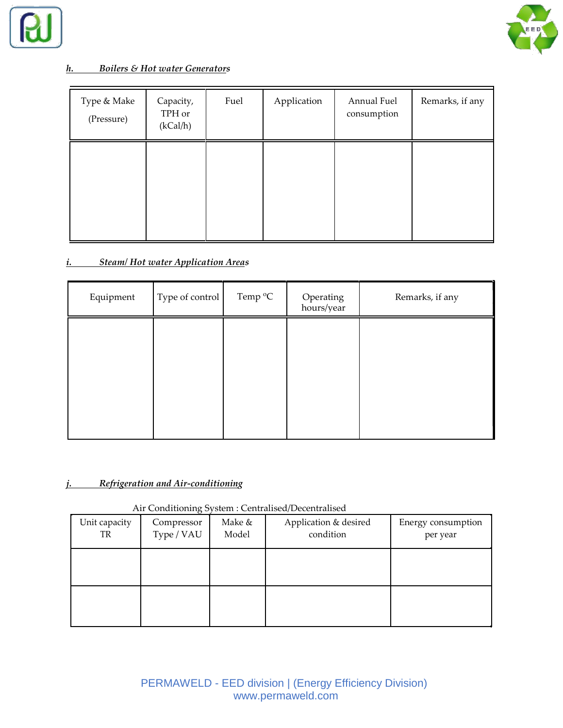***h. Boilers & Hot water Generators***

| Type & Make (Pressure) | Capacity, TPH or (kCal/h) | Fuel | Application | Annual Fuel consumption | Remarks, if any |
|---|---|---|---|---|---|
| | | | | | |

***i. Steam/ Hot water Application Areas***

| Equipment | Type of control | Temp ºC | Operating hours/year | Remarks, if any |
|---|---|---|---|---|
| | | | | |

***j. Refrigeration and Air-conditioning***

Air Conditioning System : Centralised/Decentralised

| Unit capacity TR | Compressor Type / VAU | Make & Model | Application & desired condition | Energy consumption per year |
|---|---|---|---|---|
| | | | | |
| | | | | |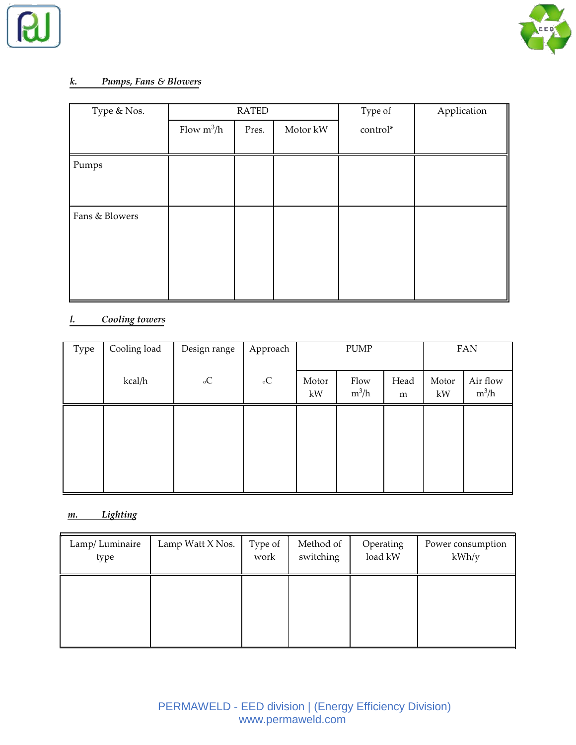### *k. Pumps, Fans & Blowers*

| Type & Nos. | RATED | | | Type of control* | Application |
|---|---|---|---|---|---|
| | Flow $m^3/h$ | Pres. | Motor kW | | |
| Pumps | | | | | |
| Fans & Blowers | | | | | |

### *l. Cooling towers*

| Type | Cooling load | Design range | Approach | PUMP | | | FAN | |
|---|---|---|---|---|---|---|---|---|
| | kcal/h | $^{o}C$ | $^{o}C$ | Motor kW | Flow $m^3/h$ | Head m | Motor kW | Air flow $m^3/h$ |
| | | | | | | | | |

### *m. Lighting*

| Lamp/ Luminaire type | Lamp Watt X Nos. | Type of work | Method of switching | Operating load kW | Power consumption kWh/y |
|---|---|---|---|---|---|
| | | | | | |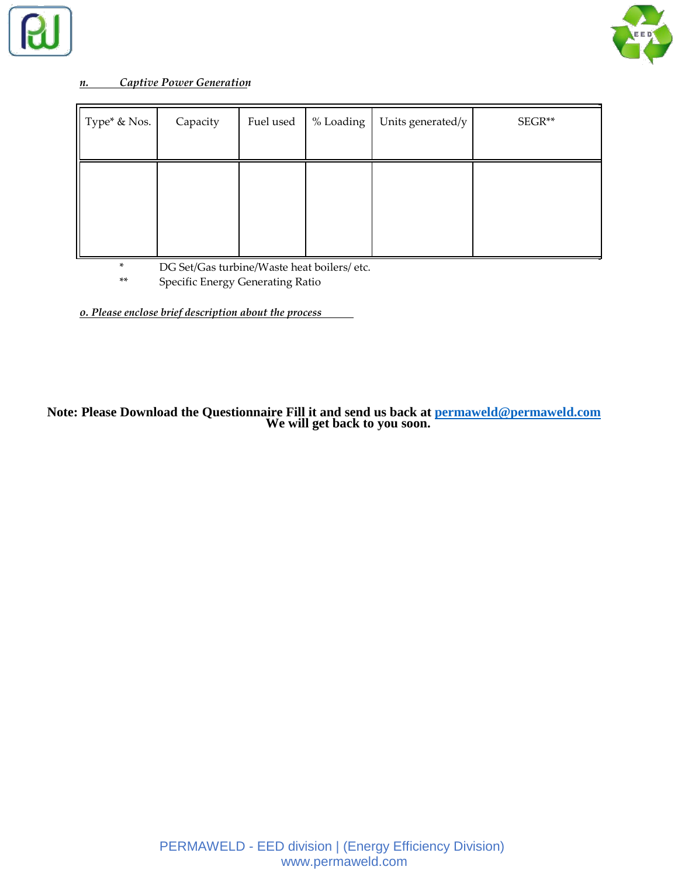*n. Captive Power Generation*

| Type* & Nos. | Capacity | Fuel used | % Loading | Units generated/y | SEGR** |
|---|---|---|---|---|---|
| | | | | | |

\* DG Set/Gas turbine/Waste heat boilers/ etc.

\*\* Specific Energy Generating Ratio

*o. Please enclose brief description about the process*

**Note: Please Download the Questionnaire Fill it and send us back at [permaweld@permaweld.com](mailto:permaweld@permaweld.com)**
**We will get back to you soon.**